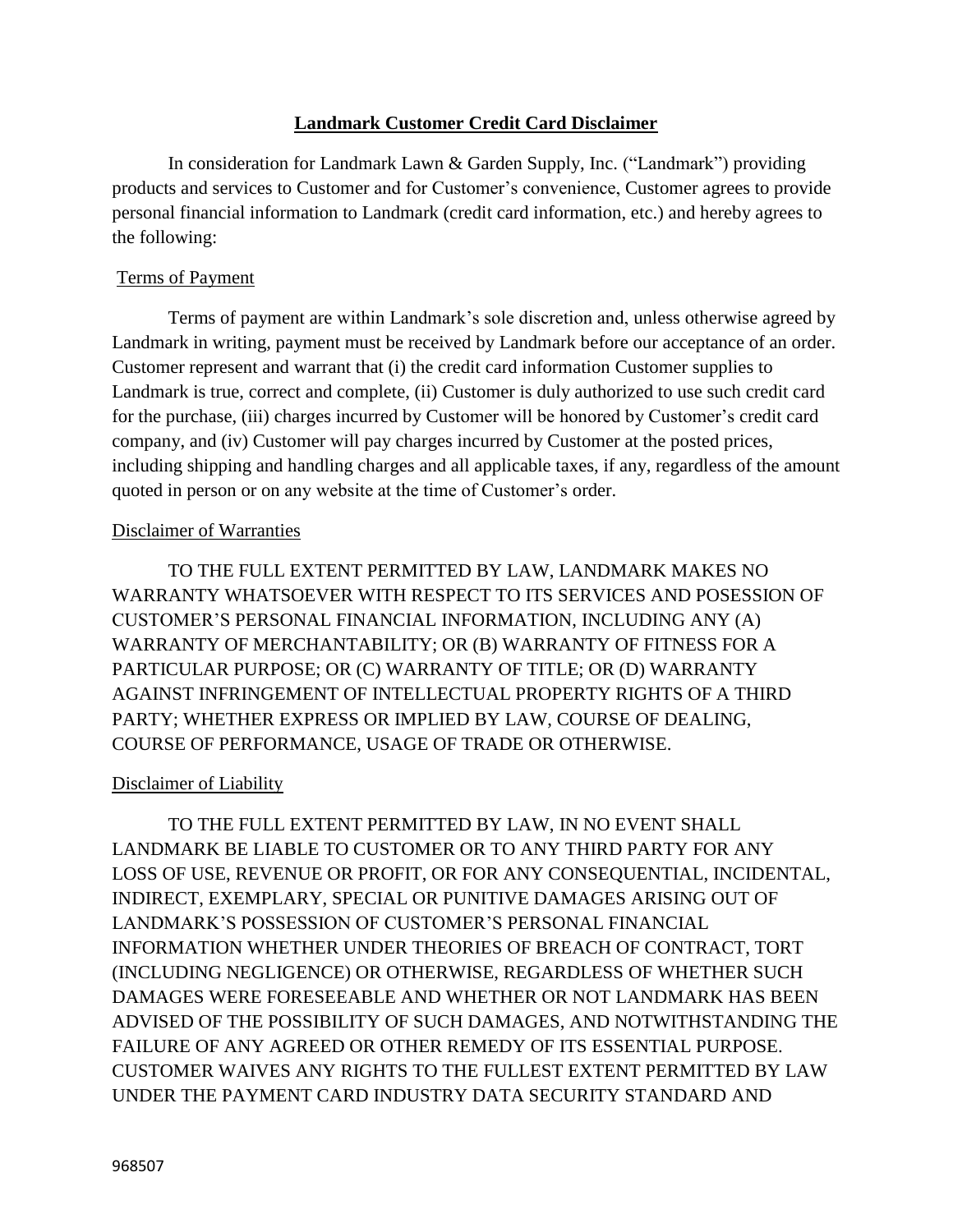# Landmark Customer Credit Card Disclaimer

In consideration for Landmark Lawn & Garden Supply, Inc. ("Landmark") providing products and services to Customer and for Customer's convenience, Customer agrees to provide personal financial information to Landmark (credit card information, etc.) and hereby agrees to the following:

## Terms of Payment

Terms of payment are within Landmark's sole discretion and, unless otherwise agreed by Landmark in writing, payment must be received by Landmark before our acceptance of an order. Customer represent and warrant that (i) the credit card information Customer supplies to Landmark is true, correct and complete, (ii) Customer is duly authorized to use such credit card for the purchase, (iii) charges incurred by Customer will be honored by Customer's credit card company, and (iv) Customer will pay charges incurred by Customer at the posted prices, including shipping and handling charges and all applicable taxes, if any, regardless of the amount quoted in person or on any website at the time of Customer's order.

## Disclaimer of Warranties

TO THE FULL EXTENT PERMITTED BY LAW, LANDMARK MAKES NO WARRANTY WHATSOEVER WITH RESPECT TO ITS SERVICES AND POSESSION OF CUSTOMER'S PERSONAL FINANCIAL INFORMATION, INCLUDING ANY (A) WARRANTY OF MERCHANTABILITY; OR (B) WARRANTY OF FITNESS FOR A PARTICULAR PURPOSE; OR (C) WARRANTY OF TITLE; OR (D) WARRANTY AGAINST INFRINGEMENT OF INTELLECTUAL PROPERTY RIGHTS OF A THIRD PARTY; WHETHER EXPRESS OR IMPLIED BY LAW, COURSE OF DEALING, COURSE OF PERFORMANCE, USAGE OF TRADE OR OTHERWISE.

## Disclaimer of Liability

TO THE FULL EXTENT PERMITTED BY LAW, IN NO EVENT SHALL LANDMARK BE LIABLE TO CUSTOMER OR TO ANY THIRD PARTY FOR ANY LOSS OF USE, REVENUE OR PROFIT, OR FOR ANY CONSEQUENTIAL, INCIDENTAL, INDIRECT, EXEMPLARY, SPECIAL OR PUNITIVE DAMAGES ARISING OUT OF LANDMARK'S POSSESSION OF CUSTOMER'S PERSONAL FINANCIAL INFORMATION WHETHER UNDER THEORIES OF BREACH OF CONTRACT, TORT (INCLUDING NEGLIGENCE) OR OTHERWISE, REGARDLESS OF WHETHER SUCH DAMAGES WERE FORESEEABLE AND WHETHER OR NOT LANDMARK HAS BEEN ADVISED OF THE POSSIBILITY OF SUCH DAMAGES, AND NOTWITHSTANDING THE FAILURE OF ANY AGREED OR OTHER REMEDY OF ITS ESSENTIAL PURPOSE. CUSTOMER WAIVES ANY RIGHTS TO THE FULLEST EXTENT PERMITTED BY LAW UNDER THE PAYMENT CARD INDUSTRY DATA SECURITY STANDARD AND

968507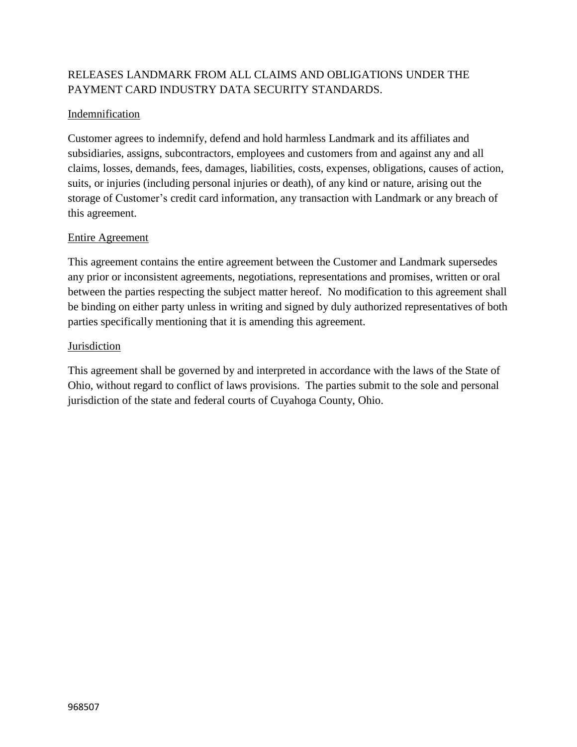RELEASES LANDMARK FROM ALL CLAIMS AND OBLIGATIONS UNDER THE PAYMENT CARD INDUSTRY DATA SECURITY STANDARDS.

<u>Indemnification</u>

Customer agrees to indemnify, defend and hold harmless Landmark and its affiliates and subsidiaries, assigns, subcontractors, employees and customers from and against any and all claims, losses, demands, fees, damages, liabilities, costs, expenses, obligations, causes of action, suits, or injuries (including personal injuries or death), of any kind or nature, arising out the storage of Customer's credit card information, any transaction with Landmark or any breach of this agreement.

<u>Entire Agreement</u>

This agreement contains the entire agreement between the Customer and Landmark supersedes any prior or inconsistent agreements, negotiations, representations and promises, written or oral between the parties respecting the subject matter hereof. No modification to this agreement shall be binding on either party unless in writing and signed by duly authorized representatives of both parties specifically mentioning that it is amending this agreement.

<u>Jurisdiction</u>

This agreement shall be governed by and interpreted in accordance with the laws of the State of Ohio, without regard to conflict of laws provisions. The parties submit to the sole and personal jurisdiction of the state and federal courts of Cuyahoga County, Ohio.

968507